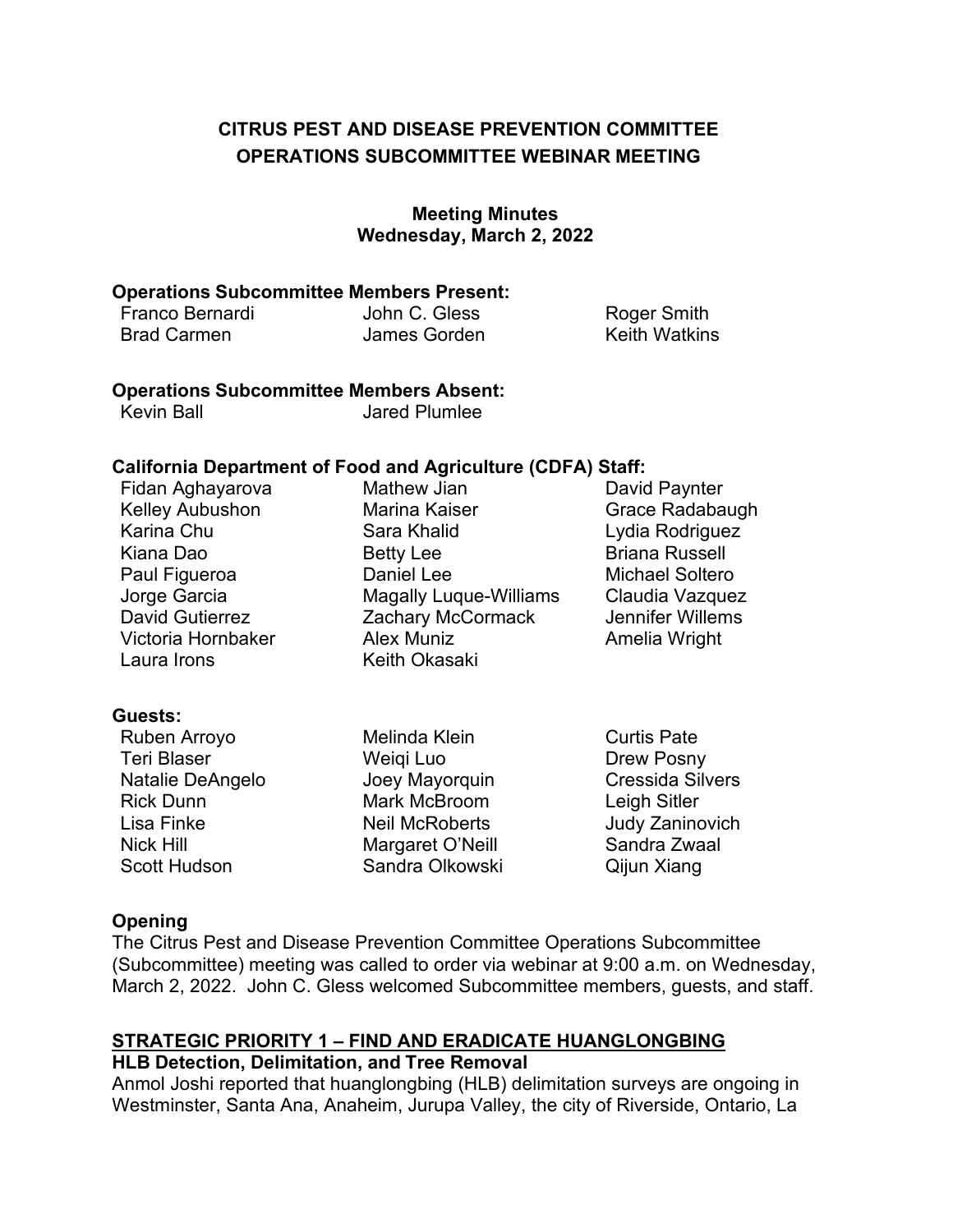# CITRUS PEST AND DISEASE PREVENTION COMMITTEE
# OPERATIONS SUBCOMMITTEE WEBINAR MEETING

**Meeting Minutes**
**Wednesday, March 2, 2022**

**Operations Subcommittee Members Present:**

Franco Bernardi
Brad Carmen
John C. Gless
James Gorden
Roger Smith
Keith Watkins

**Operations Subcommittee Members Absent:**

Kevin Ball
Jared Plumlee

**California Department of Food and Agriculture (CDFA) Staff:**

Fidan Aghayarova
Kelley Aubushon
Karina Chu
Kiana Dao
Paul Figueroa
Jorge Garcia
David Gutierrez
Victoria Hornbaker
Laura Irons
Mathew Jian
Marina Kaiser
Sara Khalid
Betty Lee
Daniel Lee
Magally Luque-Williams
Zachary McCormack
Alex Muniz
Keith Okasaki
David Paynter
Grace Radabaugh
Lydia Rodriguez
Briana Russell
Michael Soltero
Claudia Vazquez
Jennifer Willems
Amelia Wright

**Guests:**

Ruben Arroyo
Teri Blaser
Natalie DeAngelo
Rick Dunn
Lisa Finke
Nick Hill
Scott Hudson
Melinda Klein
Weiqi Luo
Joey Mayorquin
Mark McBroom
Neil McRoberts
Margaret O'Neill
Sandra Olkowski
Curtis Pate
Drew Posny
Cressida Silvers
Leigh Sitler
Judy Zaninovich
Sandra Zwaal
Qijun Xiang

## Opening

The Citrus Pest and Disease Prevention Committee Operations Subcommittee (Subcommittee) meeting was called to order via webinar at 9:00 a.m. on Wednesday, March 2, 2022. John C. Gless welcomed Subcommittee members, guests, and staff.

## STRATEGIC PRIORITY 1 – FIND AND ERADICATE HUANGLONGBING

### HLB Detection, Delimitation, and Tree Removal

Anmol Joshi reported that huanglongbing (HLB) delimitation surveys are ongoing in Westminster, Santa Ana, Anaheim, Jurupa Valley, the city of Riverside, Ontario, La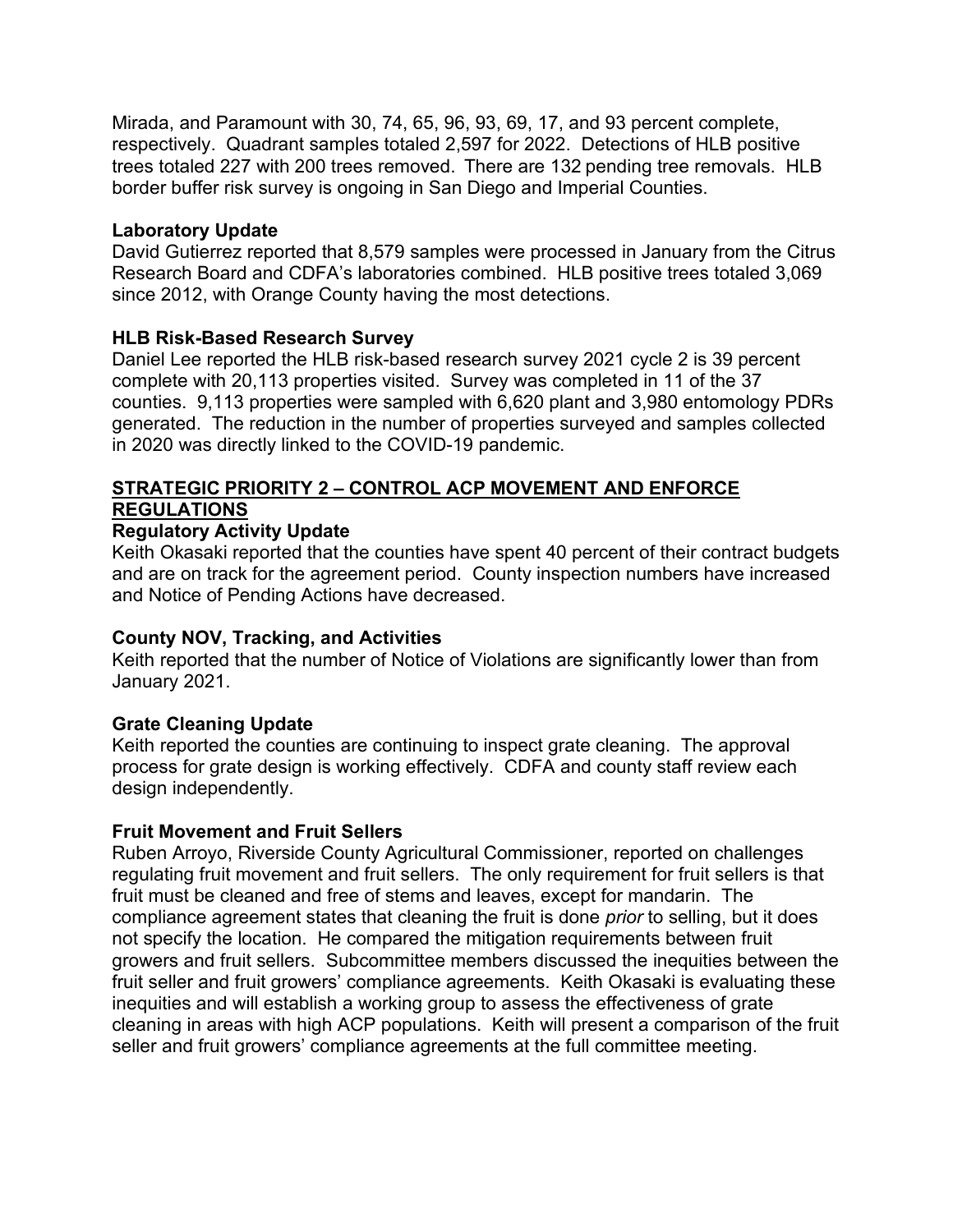Mirada, and Paramount with 30, 74, 65, 96, 93, 69, 17, and 93 percent complete, respectively. Quadrant samples totaled 2,597 for 2022. Detections of HLB positive trees totaled 227 with 200 trees removed. There are 132 pending tree removals. HLB border buffer risk survey is ongoing in San Diego and Imperial Counties.

### Laboratory Update

David Gutierrez reported that 8,579 samples were processed in January from the Citrus Research Board and CDFA's laboratories combined. HLB positive trees totaled 3,069 since 2012, with Orange County having the most detections.

### HLB Risk-Based Research Survey

Daniel Lee reported the HLB risk-based research survey 2021 cycle 2 is 39 percent complete with 20,113 properties visited. Survey was completed in 11 of the 37 counties. 9,113 properties were sampled with 6,620 plant and 3,980 entomology PDRs generated. The reduction in the number of properties surveyed and samples collected in 2020 was directly linked to the COVID-19 pandemic.

## STRATEGIC PRIORITY 2 – CONTROL ACP MOVEMENT AND ENFORCE REGULATIONS

### Regulatory Activity Update

Keith Okasaki reported that the counties have spent 40 percent of their contract budgets and are on track for the agreement period. County inspection numbers have increased and Notice of Pending Actions have decreased.

### County NOV, Tracking, and Activities

Keith reported that the number of Notice of Violations are significantly lower than from January 2021.

### Grate Cleaning Update

Keith reported the counties are continuing to inspect grate cleaning. The approval process for grate design is working effectively. CDFA and county staff review each design independently.

### Fruit Movement and Fruit Sellers

Ruben Arroyo, Riverside County Agricultural Commissioner, reported on challenges regulating fruit movement and fruit sellers. The only requirement for fruit sellers is that fruit must be cleaned and free of stems and leaves, except for mandarin. The compliance agreement states that cleaning the fruit is done *prior* to selling, but it does not specify the location. He compared the mitigation requirements between fruit growers and fruit sellers. Subcommittee members discussed the inequities between the fruit seller and fruit growers' compliance agreements. Keith Okasaki is evaluating these inequities and will establish a working group to assess the effectiveness of grate cleaning in areas with high ACP populations. Keith will present a comparison of the fruit seller and fruit growers' compliance agreements at the full committee meeting.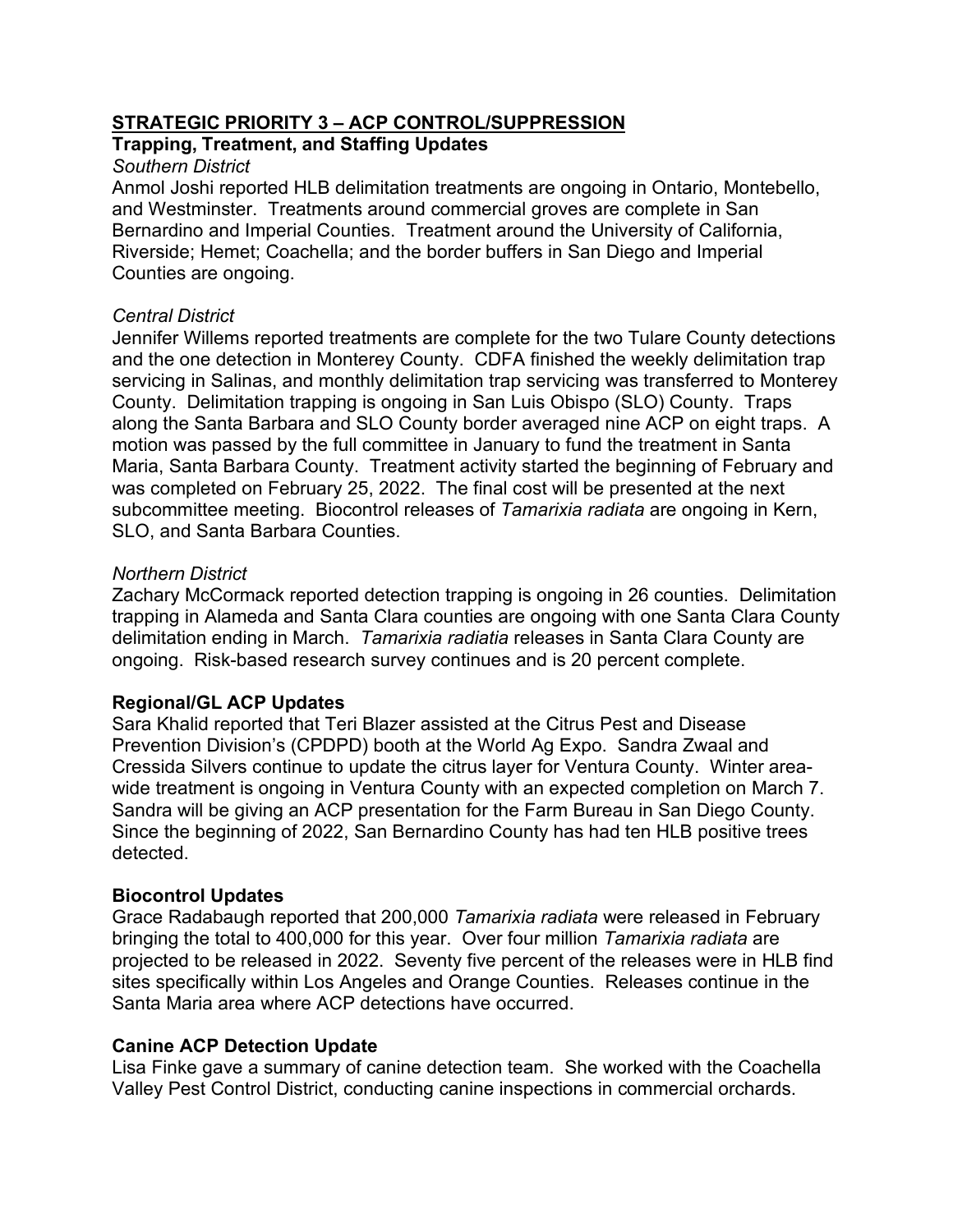## STRATEGIC PRIORITY 3 – ACP CONTROL/SUPPRESSION

### Trapping, Treatment, and Staffing Updates

*Southern District*

Anmol Joshi reported HLB delimitation treatments are ongoing in Ontario, Montebello, and Westminster. Treatments around commercial groves are complete in San Bernardino and Imperial Counties. Treatment around the University of California, Riverside; Hemet; Coachella; and the border buffers in San Diego and Imperial Counties are ongoing.

*Central District*

Jennifer Willems reported treatments are complete for the two Tulare County detections and the one detection in Monterey County. CDFA finished the weekly delimitation trap servicing in Salinas, and monthly delimitation trap servicing was transferred to Monterey County. Delimitation trapping is ongoing in San Luis Obispo (SLO) County. Traps along the Santa Barbara and SLO County border averaged nine ACP on eight traps. A motion was passed by the full committee in January to fund the treatment in Santa Maria, Santa Barbara County. Treatment activity started the beginning of February and was completed on February 25, 2022. The final cost will be presented at the next subcommittee meeting. Biocontrol releases of *Tamarixia radiata* are ongoing in Kern, SLO, and Santa Barbara Counties.

*Northern District*

Zachary McCormack reported detection trapping is ongoing in 26 counties. Delimitation trapping in Alameda and Santa Clara counties are ongoing with one Santa Clara County delimitation ending in March. *Tamarixia radiatia* releases in Santa Clara County are ongoing. Risk-based research survey continues and is 20 percent complete.

### Regional/GL ACP Updates

Sara Khalid reported that Teri Blazer assisted at the Citrus Pest and Disease Prevention Division's (CPDPD) booth at the World Ag Expo. Sandra Zwaal and Cressida Silvers continue to update the citrus layer for Ventura County. Winter area-wide treatment is ongoing in Ventura County with an expected completion on March 7. Sandra will be giving an ACP presentation for the Farm Bureau in San Diego County. Since the beginning of 2022, San Bernardino County has had ten HLB positive trees detected.

### Biocontrol Updates

Grace Radabaugh reported that 200,000 *Tamarixia radiata* were released in February bringing the total to 400,000 for this year. Over four million *Tamarixia radiata* are projected to be released in 2022. Seventy five percent of the releases were in HLB find sites specifically within Los Angeles and Orange Counties. Releases continue in the Santa Maria area where ACP detections have occurred.

### Canine ACP Detection Update

Lisa Finke gave a summary of canine detection team. She worked with the Coachella Valley Pest Control District, conducting canine inspections in commercial orchards.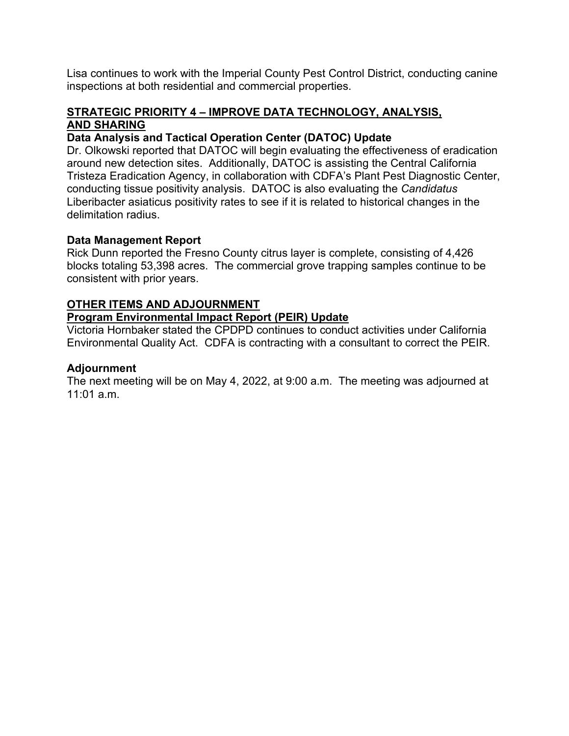Lisa continues to work with the Imperial County Pest Control District, conducting canine inspections at both residential and commercial properties.

## STRATEGIC PRIORITY 4 – IMPROVE DATA TECHNOLOGY, ANALYSIS, AND SHARING

### Data Analysis and Tactical Operation Center (DATOC) Update

Dr. Olkowski reported that DATOC will begin evaluating the effectiveness of eradication around new detection sites. Additionally, DATOC is assisting the Central California Tristeza Eradication Agency, in collaboration with CDFA's Plant Pest Diagnostic Center, conducting tissue positivity analysis. DATOC is also evaluating the *Candidatus* Liberibacter asiaticus positivity rates to see if it is related to historical changes in the delimitation radius.

### Data Management Report

Rick Dunn reported the Fresno County citrus layer is complete, consisting of 4,426 blocks totaling 53,398 acres. The commercial grove trapping samples continue to be consistent with prior years.

## OTHER ITEMS AND ADJOURNMENT

### Program Environmental Impact Report (PEIR) Update

Victoria Hornbaker stated the CPDPD continues to conduct activities under California Environmental Quality Act. CDFA is contracting with a consultant to correct the PEIR.

### Adjournment

The next meeting will be on May 4, 2022, at 9:00 a.m. The meeting was adjourned at 11:01 a.m.